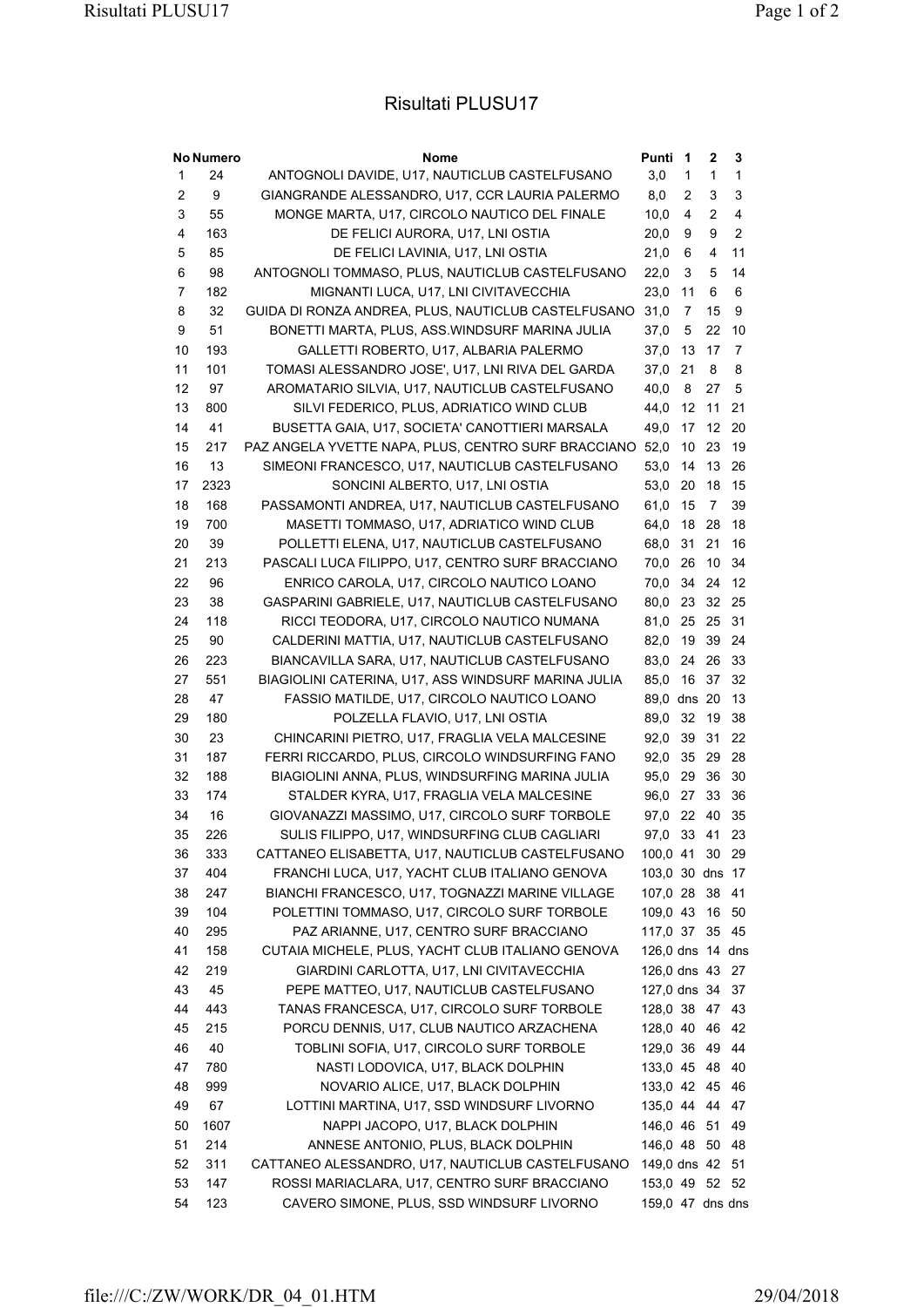# Risultati PLUSU17

| No | Numero | Nome | Punti | 1 | 2 | 3 |
|---|---|---|---|---|---|---|
| 1 | 24 | ANTOGNOLI DAVIDE, U17, NAUTICLUB CASTELFUSANO | 3,0 | 1 | 1 | 1 |
| 2 | 9 | GIANGRANDE ALESSANDRO, U17, CCR LAURIA PALERMO | 8,0 | 2 | 3 | 3 |
| 3 | 55 | MONGE MARTA, U17, CIRCOLO NAUTICO DEL FINALE | 10,0 | 4 | 2 | 4 |
| 4 | 163 | DE FELICI AURORA, U17, LNI OSTIA | 20,0 | 9 | 9 | 2 |
| 5 | 85 | DE FELICI LAVINIA, U17, LNI OSTIA | 21,0 | 6 | 4 | 11 |
| 6 | 98 | ANTOGNOLI TOMMASO, PLUS, NAUTICLUB CASTELFUSANO | 22,0 | 3 | 5 | 14 |
| 7 | 182 | MIGNANTI LUCA, U17, LNI CIVITAVECCHIA | 23,0 | 11 | 6 | 6 |
| 8 | 32 | GUIDA DI RONZA ANDREA, PLUS, NAUTICLUB CASTELFUSANO | 31,0 | 7 | 15 | 9 |
| 9 | 51 | BONETTI MARTA, PLUS, ASS.WINDSURF MARINA JULIA | 37,0 | 5 | 22 | 10 |
| 10 | 193 | GALLETTI ROBERTO, U17, ALBARIA PALERMO | 37,0 | 13 | 17 | 7 |
| 11 | 101 | TOMASI ALESSANDRO JOSE', U17, LNI RIVA DEL GARDA | 37,0 | 21 | 8 | 8 |
| 12 | 97 | AROMATARIO SILVIA, U17, NAUTICLUB CASTELFUSANO | 40,0 | 8 | 27 | 5 |
| 13 | 800 | SILVI FEDERICO, PLUS, ADRIATICO WIND CLUB | 44,0 | 12 | 11 | 21 |
| 14 | 41 | BUSETTA GAIA, U17, SOCIETA' CANOTTIERI MARSALA | 49,0 | 17 | 12 | 20 |
| 15 | 217 | PAZ ANGELA YVETTE NAPA, PLUS, CENTRO SURF BRACCIANO | 52,0 | 10 | 23 | 19 |
| 16 | 13 | SIMEONI FRANCESCO, U17, NAUTICLUB CASTELFUSANO | 53,0 | 14 | 13 | 26 |
| 17 | 2323 | SONCINI ALBERTO, U17, LNI OSTIA | 53,0 | 20 | 18 | 15 |
| 18 | 168 | PASSAMONTI ANDREA, U17, NAUTICLUB CASTELFUSANO | 61,0 | 15 | 7 | 39 |
| 19 | 700 | MASETTI TOMMASO, U17, ADRIATICO WIND CLUB | 64,0 | 18 | 28 | 18 |
| 20 | 39 | POLLETTI ELENA, U17, NAUTICLUB CASTELFUSANO | 68,0 | 31 | 21 | 16 |
| 21 | 213 | PASCALI LUCA FILIPPO, U17, CENTRO SURF BRACCIANO | 70,0 | 26 | 10 | 34 |
| 22 | 96 | ENRICO CAROLA, U17, CIRCOLO NAUTICO LOANO | 70,0 | 34 | 24 | 12 |
| 23 | 38 | GASPARINI GABRIELE, U17, NAUTICLUB CASTELFUSANO | 80,0 | 23 | 32 | 25 |
| 24 | 118 | RICCI TEODORA, U17, CIRCOLO NAUTICO NUMANA | 81,0 | 25 | 25 | 31 |
| 25 | 90 | CALDERINI MATTIA, U17, NAUTICLUB CASTELFUSANO | 82,0 | 19 | 39 | 24 |
| 26 | 223 | BIANCAVILLA SARA, U17, NAUTICLUB CASTELFUSANO | 83,0 | 24 | 26 | 33 |
| 27 | 551 | BIAGIOLINI CATERINA, U17, ASS WINDSURF MARINA JULIA | 85,0 | 16 | 37 | 32 |
| 28 | 47 | FASSIO MATILDE, U17, CIRCOLO NAUTICO LOANO | 89,0 | dns | 20 | 13 |
| 29 | 180 | POLZELLA FLAVIO, U17, LNI OSTIA | 89,0 | 32 | 19 | 38 |
| 30 | 23 | CHINCARINI PIETRO, U17, FRAGLIA VELA MALCESINE | 92,0 | 39 | 31 | 22 |
| 31 | 187 | FERRI RICCARDO, PLUS, CIRCOLO WINDSURFING FANO | 92,0 | 35 | 29 | 28 |
| 32 | 188 | BIAGIOLINI ANNA, PLUS, WINDSURFING MARINA JULIA | 95,0 | 29 | 36 | 30 |
| 33 | 174 | STALDER KYRA, U17, FRAGLIA VELA MALCESINE | 96,0 | 27 | 33 | 36 |
| 34 | 16 | GIOVANAZZI MASSIMO, U17, CIRCOLO SURF TORBOLE | 97,0 | 22 | 40 | 35 |
| 35 | 226 | SULIS FILIPPO, U17, WINDSURFING CLUB CAGLIARI | 97,0 | 33 | 41 | 23 |
| 36 | 333 | CATTANEO ELISABETTA, U17, NAUTICLUB CASTELFUSANO | 100,0 | 41 | 30 | 29 |
| 37 | 404 | FRANCHI LUCA, U17, YACHT CLUB ITALIANO GENOVA | 103,0 | 30 | dns | 17 |
| 38 | 247 | BIANCHI FRANCESCO, U17, TOGNAZZI MARINE VILLAGE | 107,0 | 28 | 38 | 41 |
| 39 | 104 | POLETTINI TOMMASO, U17, CIRCOLO SURF TORBOLE | 109,0 | 43 | 16 | 50 |
| 40 | 295 | PAZ ARIANNE, U17, CENTRO SURF BRACCIANO | 117,0 | 37 | 35 | 45 |
| 41 | 158 | CUTAIA MICHELE, PLUS, YACHT CLUB ITALIANO GENOVA | 126,0 | dns | 14 | dns |
| 42 | 219 | GIARDINI CARLOTTA, U17, LNI CIVITAVECCHIA | 126,0 | dns | 43 | 27 |
| 43 | 45 | PEPE MATTEO, U17, NAUTICLUB CASTELFUSANO | 127,0 | dns | 34 | 37 |
| 44 | 443 | TANAS FRANCESCA, U17, CIRCOLO SURF TORBOLE | 128,0 | 38 | 47 | 43 |
| 45 | 215 | PORCU DENNIS, U17, CLUB NAUTICO ARZACHENA | 128,0 | 40 | 46 | 42 |
| 46 | 40 | TOBLINI SOFIA, U17, CIRCOLO SURF TORBOLE | 129,0 | 36 | 49 | 44 |
| 47 | 780 | NASTI LODOVICA, U17, BLACK DOLPHIN | 133,0 | 45 | 48 | 40 |
| 48 | 999 | NOVARIO ALICE, U17, BLACK DOLPHIN | 133,0 | 42 | 45 | 46 |
| 49 | 67 | LOTTINI MARTINA, U17, SSD WINDSURF LIVORNO | 135,0 | 44 | 44 | 47 |
| 50 | 1607 | NAPPI JACOPO, U17, BLACK DOLPHIN | 146,0 | 46 | 51 | 49 |
| 51 | 214 | ANNESE ANTONIO, PLUS, BLACK DOLPHIN | 146,0 | 48 | 50 | 48 |
| 52 | 311 | CATTANEO ALESSANDRO, U17, NAUTICLUB CASTELFUSANO | 149,0 | dns | 42 | 51 |
| 53 | 147 | ROSSI MARIACLARA, U17, CENTRO SURF BRACCIANO | 153,0 | 49 | 52 | 52 |
| 54 | 123 | CAVERO SIMONE, PLUS, SSD WINDSURF LIVORNO | 159,0 | 47 | dns | dns |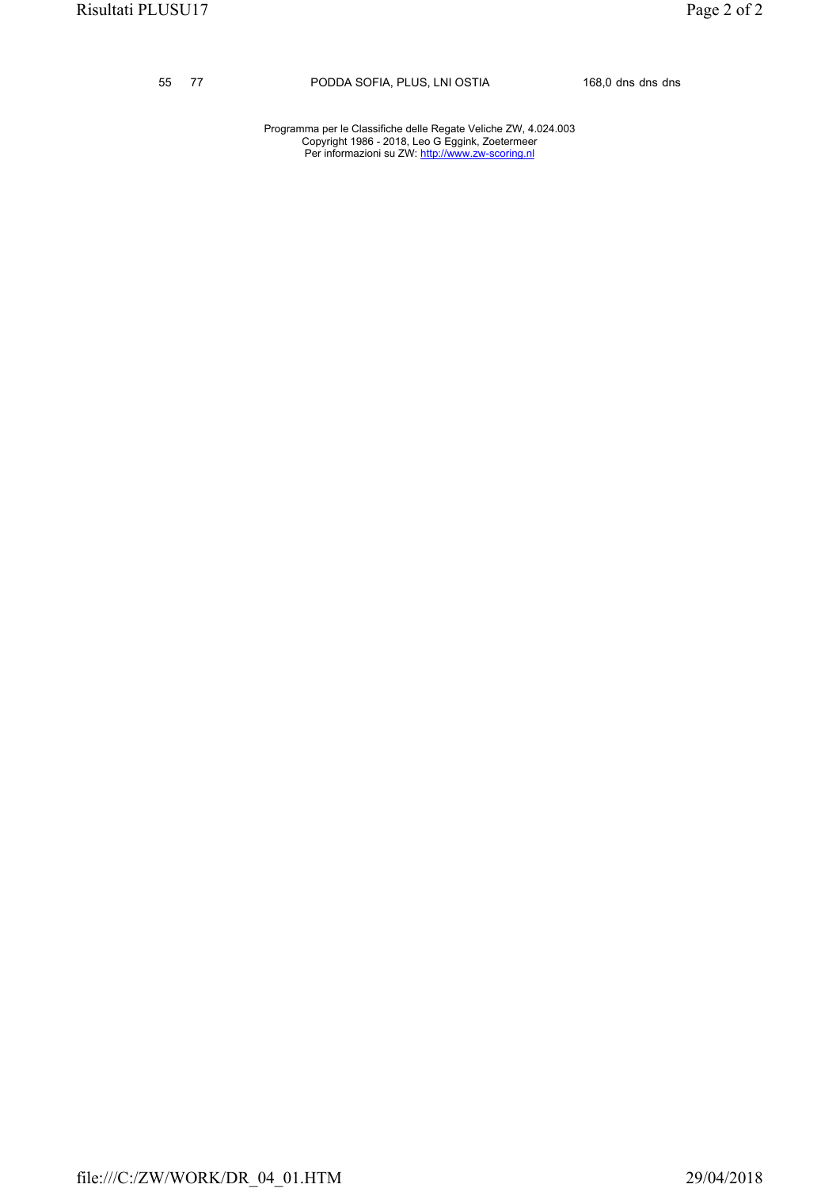| | | | |
|---|---|---|---|
| 55 | 77 | PODDA SOFIA, PLUS, LNI OSTIA | 168,0 dns dns dns |

Programma per le Classifiche delle Regate Veliche ZW, 4.024.003
Copyright 1986 - 2018, Leo G Eggink, Zoetermeer
Per informazioni su ZW: http://www.zw-scoring.nl